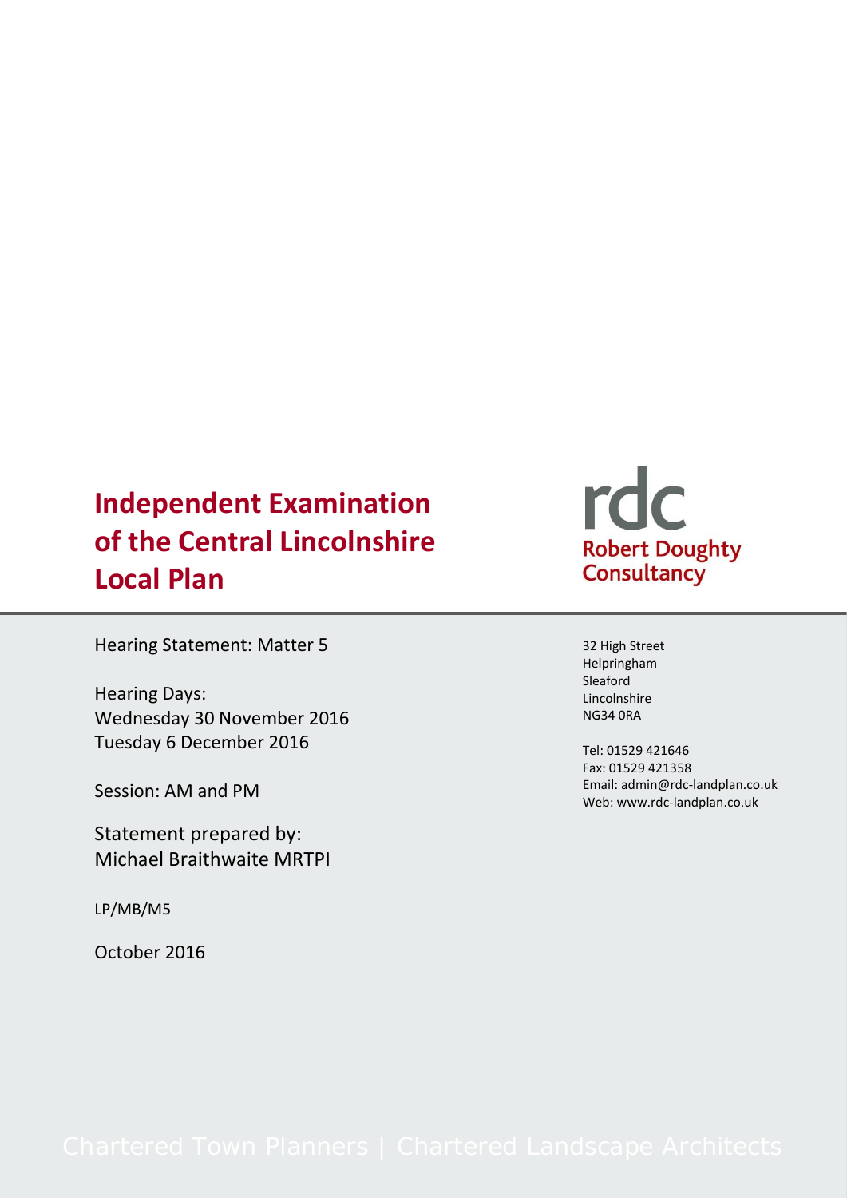# Independent Examination of the Central Lincolnshire Local Plan

rdc
Robert Doughty Consultancy

Hearing Statement: Matter 5

Hearing Days:
Wednesday 30 November 2016
Tuesday 6 December 2016

Session: AM and PM

Statement prepared by:
Michael Braithwaite MRTPI

LP/MB/M5

October 2016

32 High Street
Helpringham
Sleaford
Lincolnshire
NG34 0RA

Tel: 01529 421646
Fax: 01529 421358
Email: admin@rdc-landplan.co.uk
Web: www.rdc-landplan.co.uk

Chartered Town Planners | Chartered Landscape Architects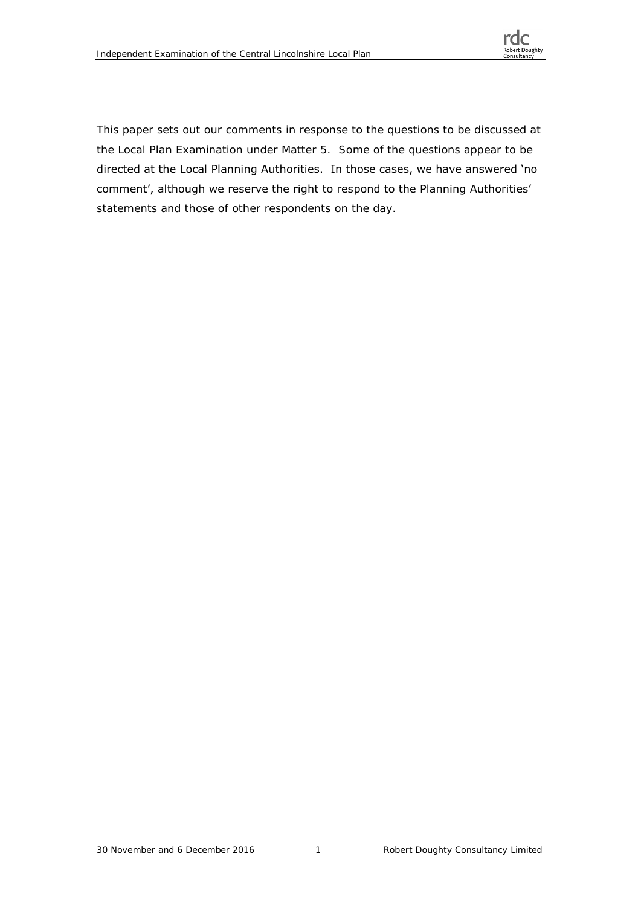This paper sets out our comments in response to the questions to be discussed at the Local Plan Examination under Matter 5. Some of the questions appear to be directed at the Local Planning Authorities. In those cases, we have answered 'no comment', although we reserve the right to respond to the Planning Authorities' statements and those of other respondents on the day.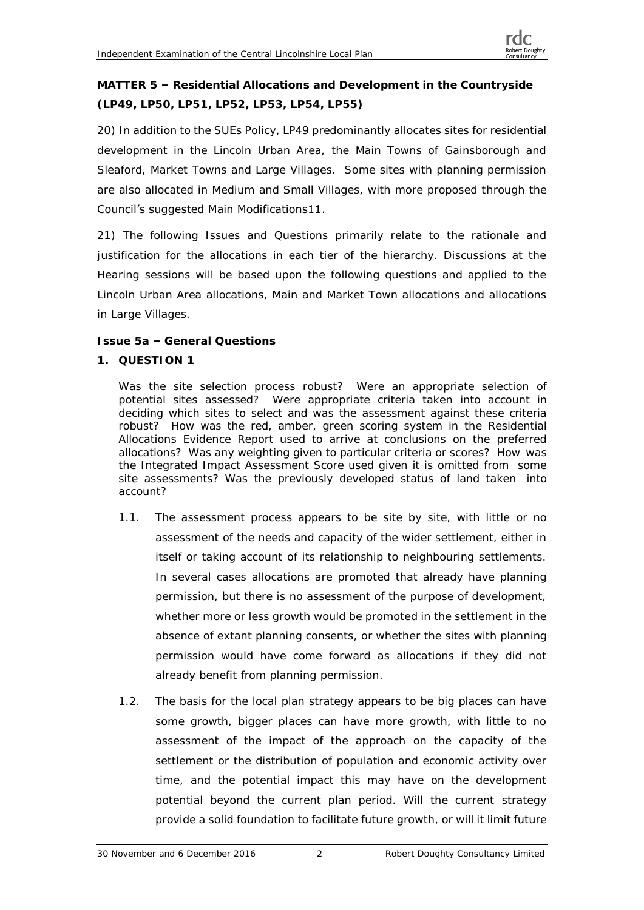**MATTER 5 – Residential Allocations and Development in the Countryside (LP49, LP50, LP51, LP52, LP53, LP54, LP55)**

20) In addition to the SUEs Policy, LP49 predominantly allocates sites for residential development in the Lincoln Urban Area, the Main Towns of Gainsborough and Sleaford, Market Towns and Large Villages. Some sites with planning permission are also allocated in Medium and Small Villages, with more proposed through the Council's suggested Main Modifications11.

21) The following Issues and Questions primarily relate to the rationale and justification for the allocations in each tier of the hierarchy. Discussions at the Hearing sessions will be based upon the following questions and applied to the Lincoln Urban Area allocations, Main and Market Town allocations and allocations in Large Villages.

**Issue 5a – General Questions**

**1. QUESTION 1**

*Was the site selection process robust? Were an appropriate selection of potential sites assessed? Were appropriate criteria taken into account in deciding which sites to select and was the assessment against these criteria robust? How was the red, amber, green scoring system in the Residential Allocations Evidence Report used to arrive at conclusions on the preferred allocations? Was any weighting given to particular criteria or scores? How was the Integrated Impact Assessment Score used given it is omitted from some site assessments? Was the previously developed status of land taken into account?*

1.1. The assessment process appears to be site by site, with little or no assessment of the needs and capacity of the wider settlement, either in itself or taking account of its relationship to neighbouring settlements. In several cases allocations are promoted that already have planning permission, but there is no assessment of the purpose of development, whether more or less growth would be promoted in the settlement in the absence of extant planning consents, or whether the sites with planning permission would have come forward as allocations if they did not already benefit from planning permission.

1.2. The basis for the local plan strategy appears to be big places can have some growth, bigger places can have more growth, with little to no assessment of the impact of the approach on the capacity of the settlement or the distribution of population and economic activity over time, and the potential impact this may have on the development potential beyond the current plan period. Will the current strategy provide a solid foundation to facilitate future growth, or will it limit future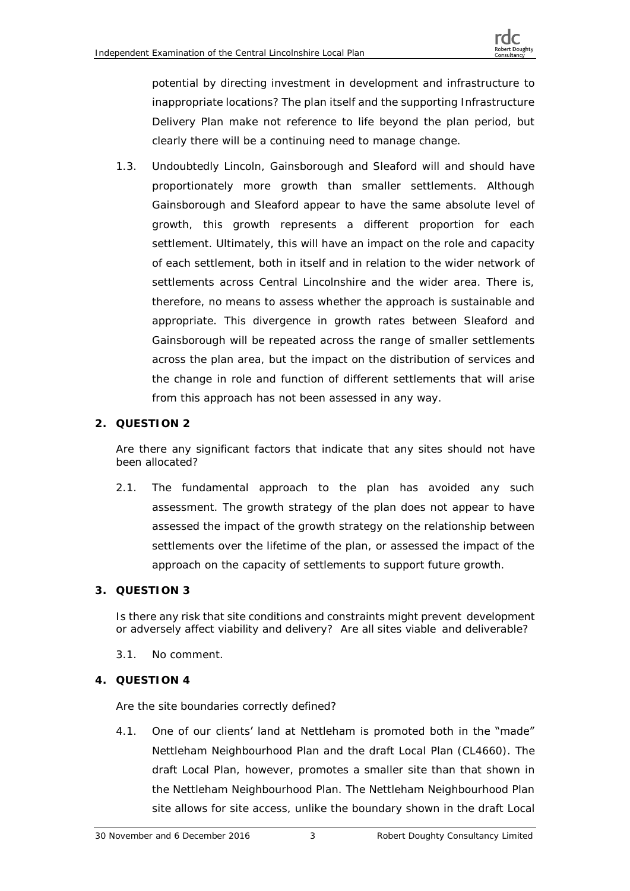potential by directing investment in development and infrastructure to inappropriate locations? The plan itself and the supporting Infrastructure Delivery Plan make not reference to life beyond the plan period, but clearly there will be a continuing need to manage change.

1.3. Undoubtedly Lincoln, Gainsborough and Sleaford will and should have proportionately more growth than smaller settlements. Although Gainsborough and Sleaford appear to have the same absolute level of growth, this growth represents a different proportion for each settlement. Ultimately, this will have an impact on the role and capacity of each settlement, both in itself and in relation to the wider network of settlements across Central Lincolnshire and the wider area. There is, therefore, no means to assess whether the approach is sustainable and appropriate. This divergence in growth rates between Sleaford and Gainsborough will be repeated across the range of smaller settlements across the plan area, but the impact on the distribution of services and the change in role and function of different settlements that will arise from this approach has not been assessed in any way.

## 2. QUESTION 2

Are there any significant factors that indicate that any sites should not have been allocated?

2.1. The fundamental approach to the plan has avoided any such assessment. The growth strategy of the plan does not appear to have assessed the impact of the growth strategy on the relationship between settlements over the lifetime of the plan, or assessed the impact of the approach on the capacity of settlements to support future growth.

## 3. QUESTION 3

Is there any risk that site conditions and constraints might prevent development or adversely affect viability and delivery? Are all sites viable and deliverable?

3.1. No comment.

## 4. QUESTION 4

Are the site boundaries correctly defined?

4.1. One of our clients' land at Nettleham is promoted both in the "made" Nettleham Neighbourhood Plan and the draft Local Plan (CL4660). The draft Local Plan, however, promotes a smaller site than that shown in the Nettleham Neighbourhood Plan. The Nettleham Neighbourhood Plan site allows for site access, unlike the boundary shown in the draft Local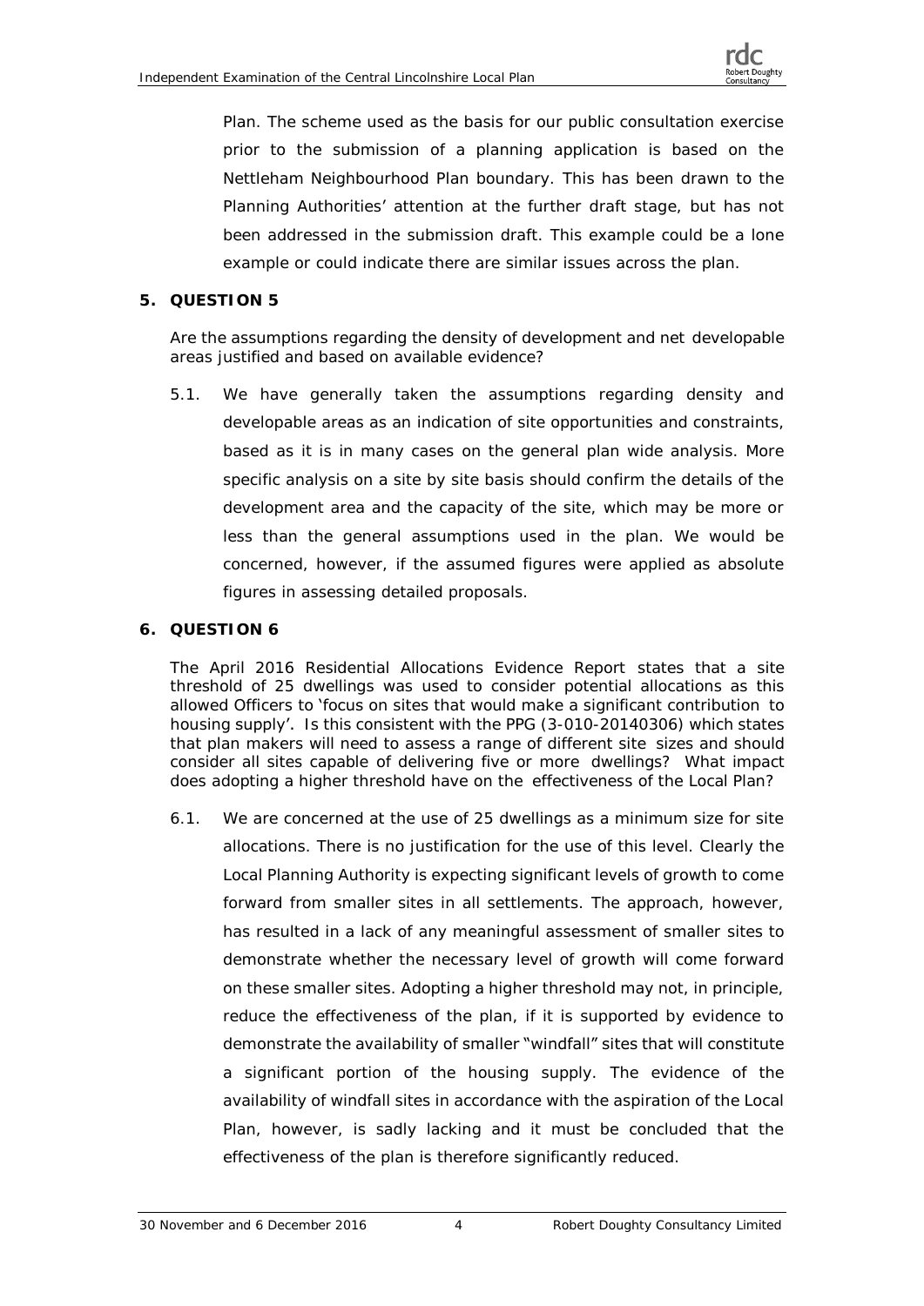Plan. The scheme used as the basis for our public consultation exercise prior to the submission of a planning application is based on the Nettleham Neighbourhood Plan boundary. This has been drawn to the Planning Authorities' attention at the further draft stage, but has not been addressed in the submission draft. This example could be a lone example or could indicate there are similar issues across the plan.

## 5. QUESTION 5

Are the assumptions regarding the density of development and net developable areas justified and based on available evidence?

5.1. We have generally taken the assumptions regarding density and developable areas as an indication of site opportunities and constraints, based as it is in many cases on the general plan wide analysis. More specific analysis on a site by site basis should confirm the details of the development area and the capacity of the site, which may be more or less than the general assumptions used in the plan. We would be concerned, however, if the assumed figures were applied as absolute figures in assessing detailed proposals.

## 6. QUESTION 6

The April 2016 Residential Allocations Evidence Report states that a site threshold of 25 dwellings was used to consider potential allocations as this allowed Officers to 'focus on sites that would make a significant contribution to housing supply'. Is this consistent with the PPG (3-010-20140306) which states that plan makers will need to assess a range of different site sizes and should consider all sites capable of delivering five or more dwellings? What impact does adopting a higher threshold have on the effectiveness of the Local Plan?

6.1. We are concerned at the use of 25 dwellings as a minimum size for site allocations. There is no justification for the use of this level. Clearly the Local Planning Authority is expecting significant levels of growth to come forward from smaller sites in all settlements. The approach, however, has resulted in a lack of any meaningful assessment of smaller sites to demonstrate whether the necessary level of growth will come forward on these smaller sites. Adopting a higher threshold may not, in principle, reduce the effectiveness of the plan, if it is supported by evidence to demonstrate the availability of smaller "windfall" sites that will constitute a significant portion of the housing supply. The evidence of the availability of windfall sites in accordance with the aspiration of the Local Plan, however, is sadly lacking and it must be concluded that the effectiveness of the plan is therefore significantly reduced.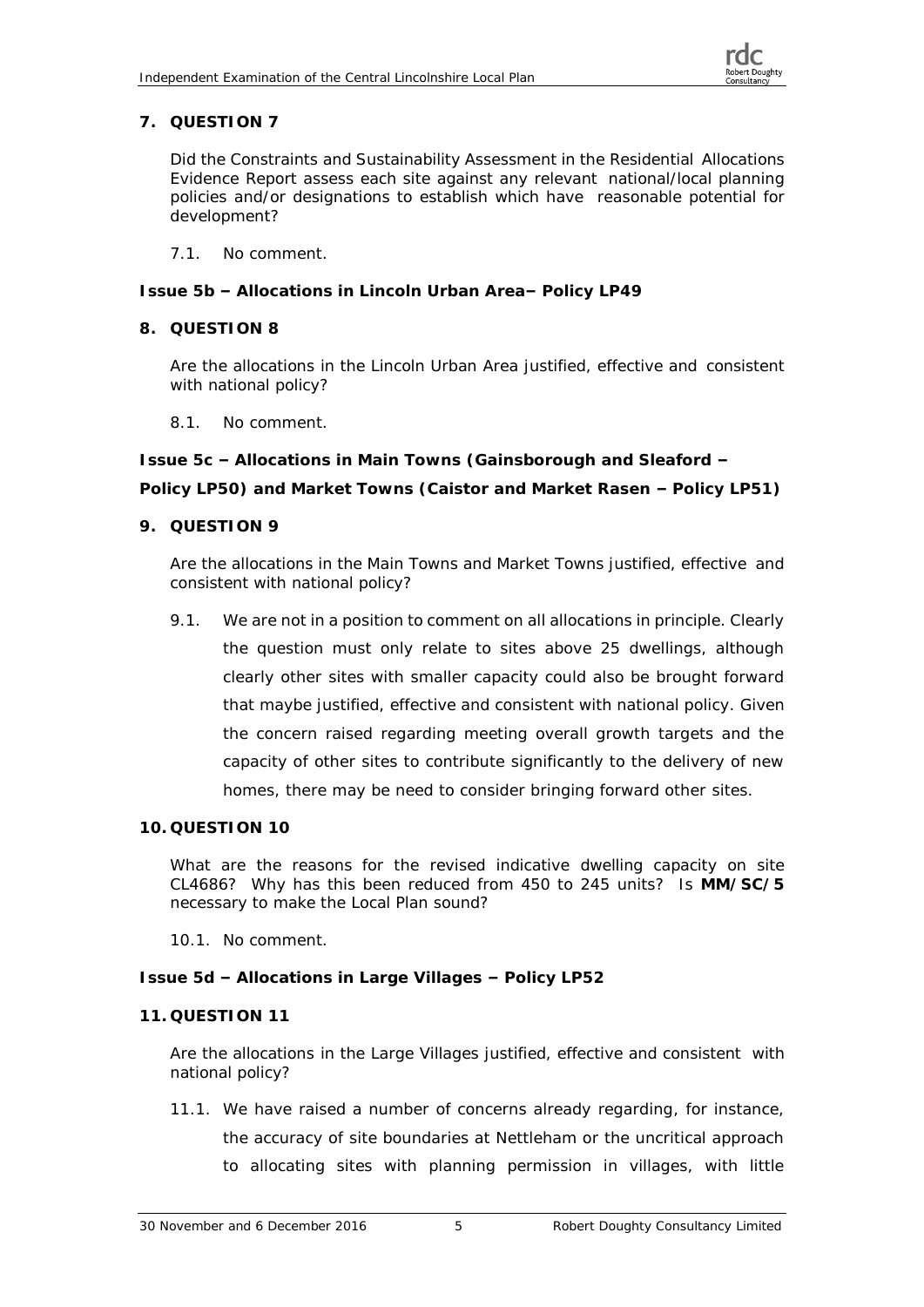## 7. QUESTION 7

Did the Constraints and Sustainability Assessment in the Residential Allocations Evidence Report assess each site against any relevant national/local planning policies and/or designations to establish which have reasonable potential for development?

7.1. No comment.

### Issue 5b – Allocations in Lincoln Urban Area– Policy LP49

## 8. QUESTION 8

Are the allocations in the Lincoln Urban Area justified, effective and consistent with national policy?

8.1. No comment.

### Issue 5c – Allocations in Main Towns (Gainsborough and Sleaford – Policy LP50) and Market Towns (Caistor and Market Rasen – Policy LP51)

## 9. QUESTION 9

Are the allocations in the Main Towns and Market Towns justified, effective and consistent with national policy?

9.1. We are not in a position to comment on all allocations in principle. Clearly the question must only relate to sites above 25 dwellings, although clearly other sites with smaller capacity could also be brought forward that maybe justified, effective and consistent with national policy. Given the concern raised regarding meeting overall growth targets and the capacity of other sites to contribute significantly to the delivery of new homes, there may be need to consider bringing forward other sites.

## 10. QUESTION 10

What are the reasons for the revised indicative dwelling capacity on site CL4686? Why has this been reduced from 450 to 245 units? Is **MM/SC/5** necessary to make the Local Plan sound?

10.1. No comment.

### Issue 5d – Allocations in Large Villages – Policy LP52

## 11. QUESTION 11

Are the allocations in the Large Villages justified, effective and consistent with national policy?

11.1. We have raised a number of concerns already regarding, for instance, the accuracy of site boundaries at Nettleham or the uncritical approach to allocating sites with planning permission in villages, with little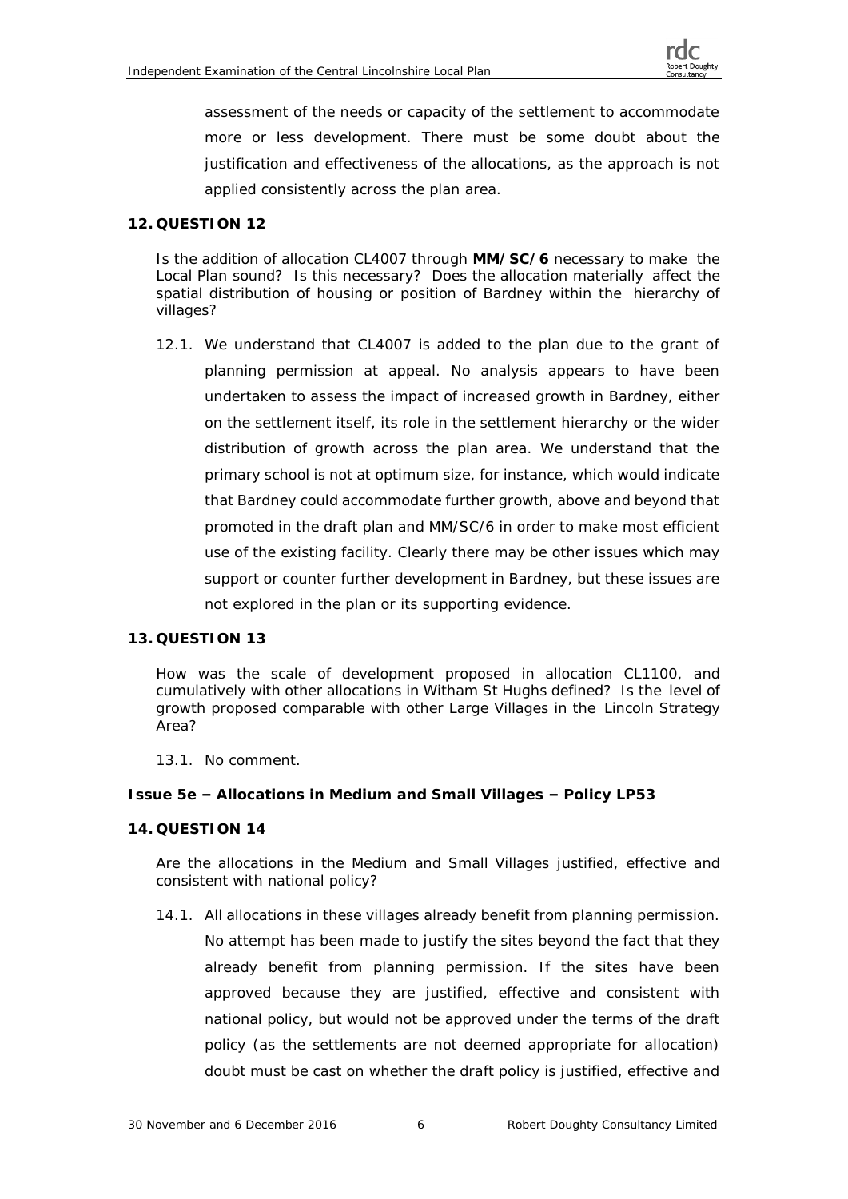assessment of the needs or capacity of the settlement to accommodate more or less development. There must be some doubt about the justification and effectiveness of the allocations, as the approach is not applied consistently across the plan area.

## 12. QUESTION 12

*Is the addition of allocation CL4007 through* ***MM/SC/6*** *necessary to make the Local Plan sound? Is this necessary? Does the allocation materially affect the spatial distribution of housing or position of Bardney within the hierarchy of villages?*

12.1. We understand that CL4007 is added to the plan due to the grant of planning permission at appeal. No analysis appears to have been undertaken to assess the impact of increased growth in Bardney, either on the settlement itself, its role in the settlement hierarchy or the wider distribution of growth across the plan area. We understand that the primary school is not at optimum size, for instance, which would indicate that Bardney could accommodate further growth, above and beyond that promoted in the draft plan and MM/SC/6 in order to make most efficient use of the existing facility. Clearly there may be other issues which may support or counter further development in Bardney, but these issues are not explored in the plan or its supporting evidence.

## 13. QUESTION 13

*How was the scale of development proposed in allocation CL1100, and cumulatively with other allocations in Witham St Hughs defined? Is the level of growth proposed comparable with other Large Villages in the Lincoln Strategy Area?*

13.1. No comment.

### Issue 5e – Allocations in Medium and Small Villages – Policy LP53

## 14. QUESTION 14

*Are the allocations in the Medium and Small Villages justified, effective and consistent with national policy?*

14.1. All allocations in these villages already benefit from planning permission. No attempt has been made to justify the sites beyond the fact that they already benefit from planning permission. If the sites have been approved because they are justified, effective and consistent with national policy, but would not be approved under the terms of the draft policy (as the settlements are not deemed appropriate for allocation) doubt must be cast on whether the draft policy is justified, effective and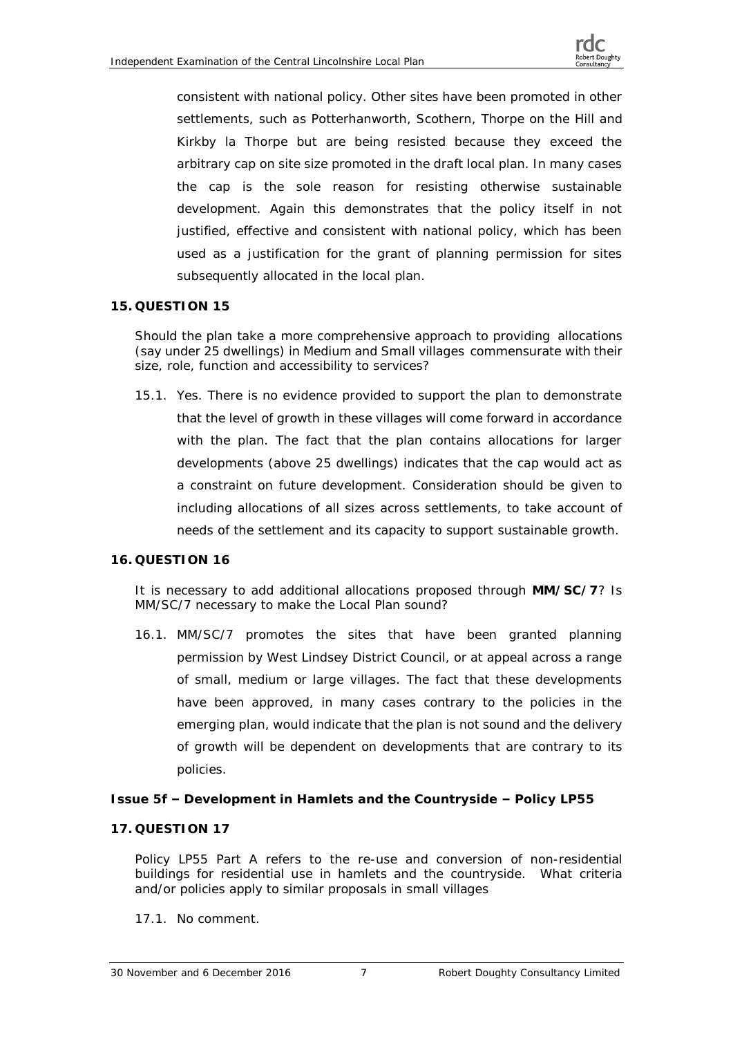consistent with national policy. Other sites have been promoted in other settlements, such as Potterhanworth, Scothern, Thorpe on the Hill and Kirkby la Thorpe but are being resisted because they exceed the arbitrary cap on site size promoted in the draft local plan. In many cases the cap is the sole reason for resisting otherwise sustainable development. Again this demonstrates that the policy itself in not justified, effective and consistent with national policy, which has been used as a justification for the grant of planning permission for sites subsequently allocated in the local plan.

## 15. QUESTION 15

Should the plan take a more comprehensive approach to providing allocations (say under 25 dwellings) in Medium and Small villages commensurate with their size, role, function and accessibility to services?

15.1. Yes. There is no evidence provided to support the plan to demonstrate that the level of growth in these villages will come forward in accordance with the plan. The fact that the plan contains allocations for larger developments (above 25 dwellings) indicates that the cap would act as a constraint on future development. Consideration should be given to including allocations of all sizes across settlements, to take account of needs of the settlement and its capacity to support sustainable growth.

## 16. QUESTION 16

It is necessary to add additional allocations proposed through **MM/SC/7**? Is MM/SC/7 necessary to make the Local Plan sound?

16.1. MM/SC/7 promotes the sites that have been granted planning permission by West Lindsey District Council, or at appeal across a range of small, medium or large villages. The fact that these developments have been approved, in many cases contrary to the policies in the emerging plan, would indicate that the plan is not sound and the delivery of growth will be dependent on developments that are contrary to its policies.

### Issue 5f – Development in Hamlets and the Countryside – Policy LP55

## 17. QUESTION 17

Policy LP55 Part A refers to the re-use and conversion of non-residential buildings for residential use in hamlets and the countryside. What criteria and/or policies apply to similar proposals in small villages

17.1. No comment.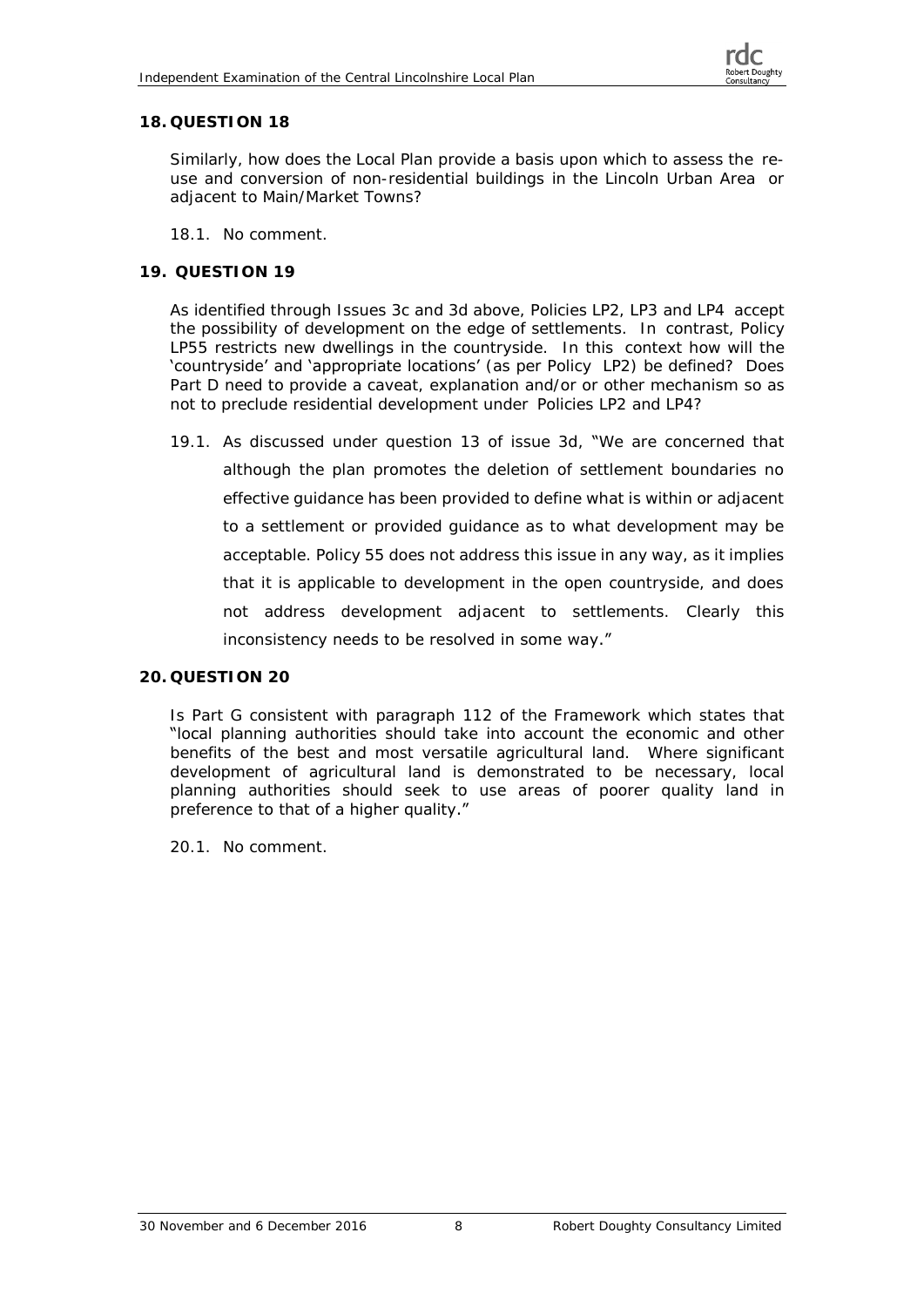## 18. QUESTION 18

Similarly, how does the Local Plan provide a basis upon which to assess the re-use and conversion of non-residential buildings in the Lincoln Urban Area or adjacent to Main/Market Towns?

18.1. No comment.

## 19. QUESTION 19

As identified through Issues 3c and 3d above, Policies LP2, LP3 and LP4 accept the possibility of development on the edge of settlements. In contrast, Policy LP55 restricts new dwellings in the countryside. In this context how will the 'countryside' and 'appropriate locations' (as per Policy LP2) be defined? Does Part D need to provide a caveat, explanation and/or or other mechanism so as not to preclude residential development under Policies LP2 and LP4?

19.1. As discussed under question 13 of issue 3d, "We are concerned that although the plan promotes the deletion of settlement boundaries no effective guidance has been provided to define what is within or adjacent to a settlement or provided guidance as to what development may be acceptable. Policy 55 does not address this issue in any way, as it implies that it is applicable to development in the open countryside, and does not address development adjacent to settlements. Clearly this inconsistency needs to be resolved in some way."

## 20. QUESTION 20

Is Part G consistent with paragraph 112 of the Framework which states that "local planning authorities should take into account the economic and other benefits of the best and most versatile agricultural land. Where significant development of agricultural land is demonstrated to be necessary, local planning authorities should seek to use areas of poorer quality land in preference to that of a higher quality."

20.1. No comment.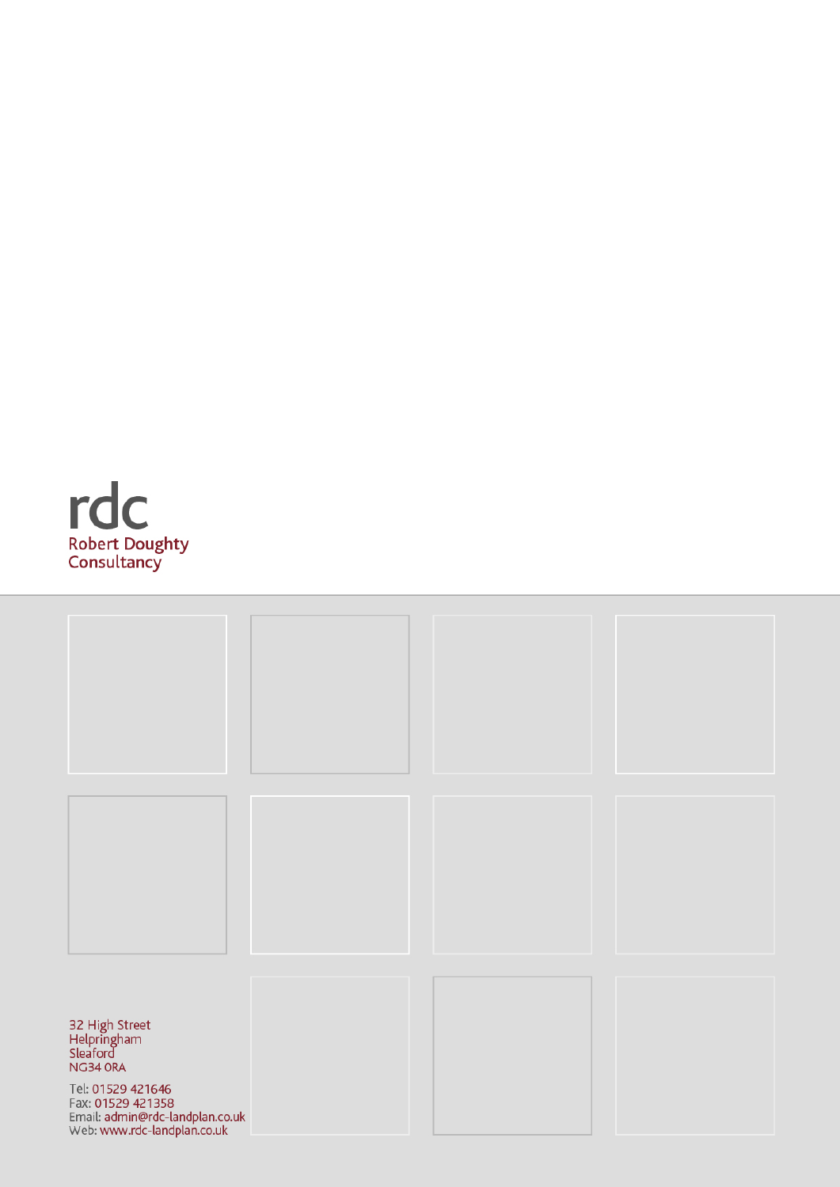rdc

Robert Doughty
Consultancy

32 High Street
Helpringham
Sleaford
NG34 0RA

Tel: 01529 421646
Fax: 01529 421358
Email: admin@rdc-landplan.co.uk
Web: www.rdc-landplan.co.uk